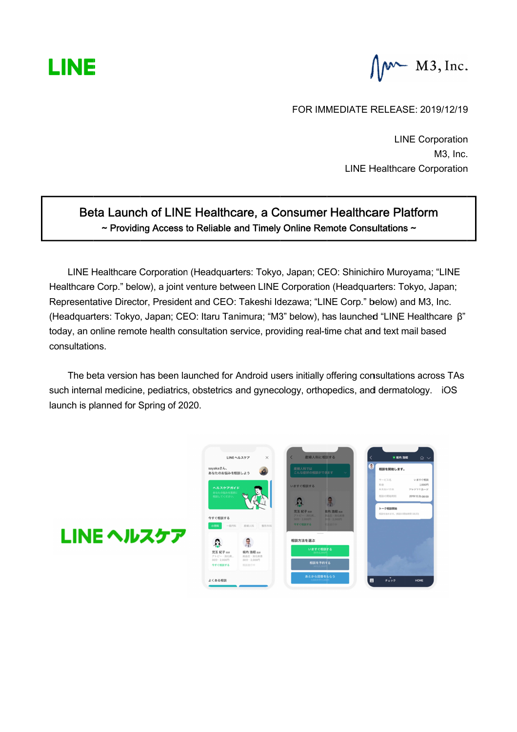LINE

M3, Inc.

FOR IMMEDIATE RELEASE: 2019/12/19

LINE Corporation
M3, Inc.
LINE Healthcare Corporation

# Beta Launch of LINE Healthcare, a Consumer Healthcare Platform

## ~ Providing Access to Reliable and Timely Online Remote Consultations ~

LINE Healthcare Corporation (Headquarters: Tokyo, Japan; CEO: Shinichiro Muroyama; "LINE Healthcare Corp." below), a joint venture between LINE Corporation (Headquarters: Tokyo, Japan; Representative Director, President and CEO: Takeshi Idezawa; "LINE Corp." below) and M3, Inc. (Headquarters: Tokyo, Japan; CEO: Itaru Tanimura; "M3" below), has launched "LINE Healthcare β" today, an online remote health consultation service, providing real-time chat and text mail based consultations.

The beta version has been launched for Android users initially offering consultations across TAs such internal medicine, pediatrics, obstetrics and gynecology, orthopedics, and dermatology. iOS launch is planned for Spring of 2020.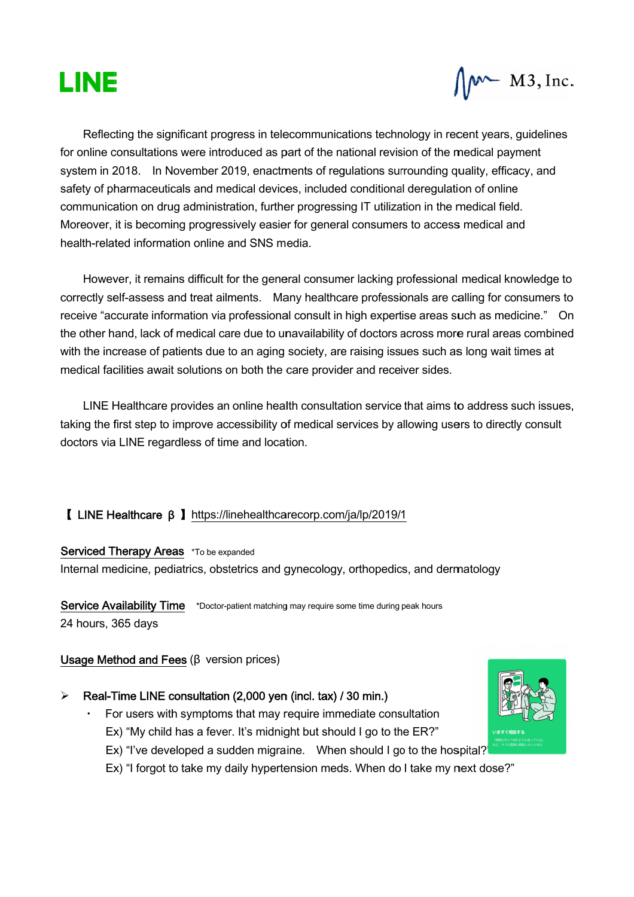LINE

M3, Inc.

Reflecting the significant progress in telecommunications technology in recent years, guidelines for online consultations were introduced as part of the national revision of the medical payment system in 2018. In November 2019, enactments of regulations surrounding quality, efficacy, and safety of pharmaceuticals and medical devices, included conditional deregulation of online communication on drug administration, further progressing IT utilization in the medical field. Moreover, it is becoming progressively easier for general consumers to access medical and health-related information online and SNS media.

However, it remains difficult for the general consumer lacking professional medical knowledge to correctly self-assess and treat ailments. Many healthcare professionals are calling for consumers to receive "accurate information via professional consult in high expertise areas such as medicine." On the other hand, lack of medical care due to unavailability of doctors across more rural areas combined with the increase of patients due to an aging society, are raising issues such as long wait times at medical facilities await solutions on both the care provider and receiver sides.

LINE Healthcare provides an online health consultation service that aims to address such issues, taking the first step to improve accessibility of medical services by allowing users to directly consult doctors via LINE regardless of time and location.

【 LINE Healthcare β 】 https://linehealthcarecorp.com/ja/lp/2019/1

Serviced Therapy Areas *To be expanded

Internal medicine, pediatrics, obstetrics and gynecology, orthopedics, and dermatology

Service Availability Time *Doctor-patient matching may require some time during peak hours

24 hours, 365 days

Usage Method and Fees (β version prices)

- Real-Time LINE consultation (2,000 yen (incl. tax) / 30 min.)
  - For users with symptoms that may require immediate consultation

    Ex) "My child has a fever. It's midnight but should I go to the ER?"

    Ex) "I've developed a sudden migraine. When should I go to the hospital?"

    Ex) "I forgot to take my daily hypertension meds. When do I take my next dose?"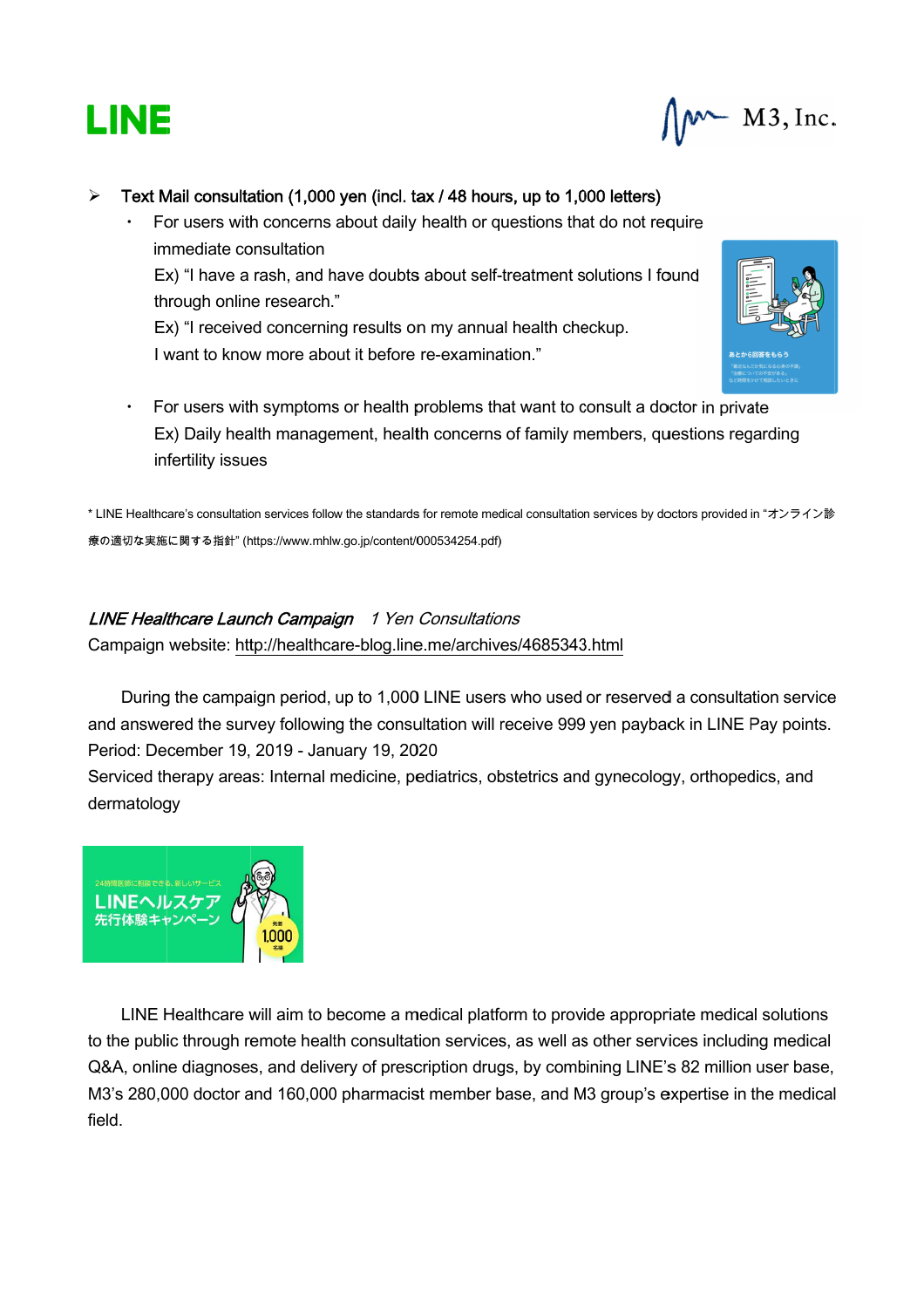- **Text Mail consultation (1,000 yen (incl. tax / 48 hours, up to 1,000 letters)**
  - For users with concerns about daily health or questions that do not require immediate consultation
    Ex) "I have a rash, and have doubts about self-treatment solutions I found through online research."
    Ex) "I received concerning results on my annual health checkup. I want to know more about it before re-examination."
  - For users with symptoms or health problems that want to consult a doctor in private
    Ex) Daily health management, health concerns of family members, questions regarding infertility issues

* LINE Healthcare's consultation services follow the standards for remote medical consultation services by doctors provided in "オンライン診療の適切な実施に関する指針" (https://www.mhlw.go.jp/content/000534254.pdf)

*LINE Healthcare Launch Campaign　1 Yen Consultations*

Campaign website: http://healthcare-blog.line.me/archives/4685343.html

During the campaign period, up to 1,000 LINE users who used or reserved a consultation service and answered the survey following the consultation will receive 999 yen payback in LINE Pay points.

Period: December 19, 2019 - January 19, 2020

Serviced therapy areas: Internal medicine, pediatrics, obstetrics and gynecology, orthopedics, and dermatology

LINE Healthcare will aim to become a medical platform to provide appropriate medical solutions to the public through remote health consultation services, as well as other services including medical Q&A, online diagnoses, and delivery of prescription drugs, by combining LINE's 82 million user base, M3's 280,000 doctor and 160,000 pharmacist member base, and M3 group's expertise in the medical field.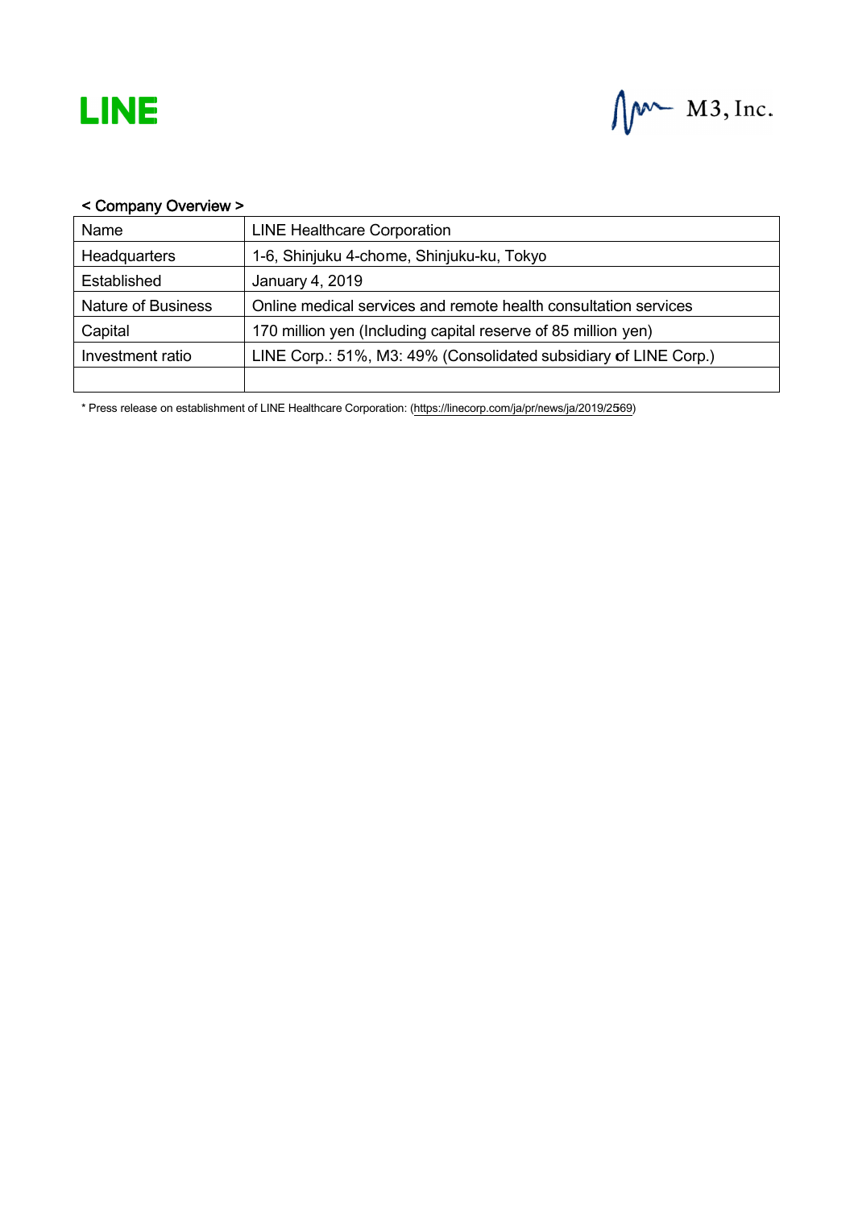LINE

M3, Inc.

< Company Overview >

| | |
|---|---|
| Name | LINE Healthcare Corporation |
| Headquarters | 1-6, Shinjuku 4-chome, Shinjuku-ku, Tokyo |
| Established | January 4, 2019 |
| Nature of Business | Online medical services and remote health consultation services |
| Capital | 170 million yen (Including capital reserve of 85 million yen) |
| Investment ratio | LINE Corp.: 51%, M3: 49% (Consolidated subsidiary of LINE Corp.) |
| | |

* Press release on establishment of LINE Healthcare Corporation: (https://linecorp.com/ja/pr/news/ja/2019/2569)